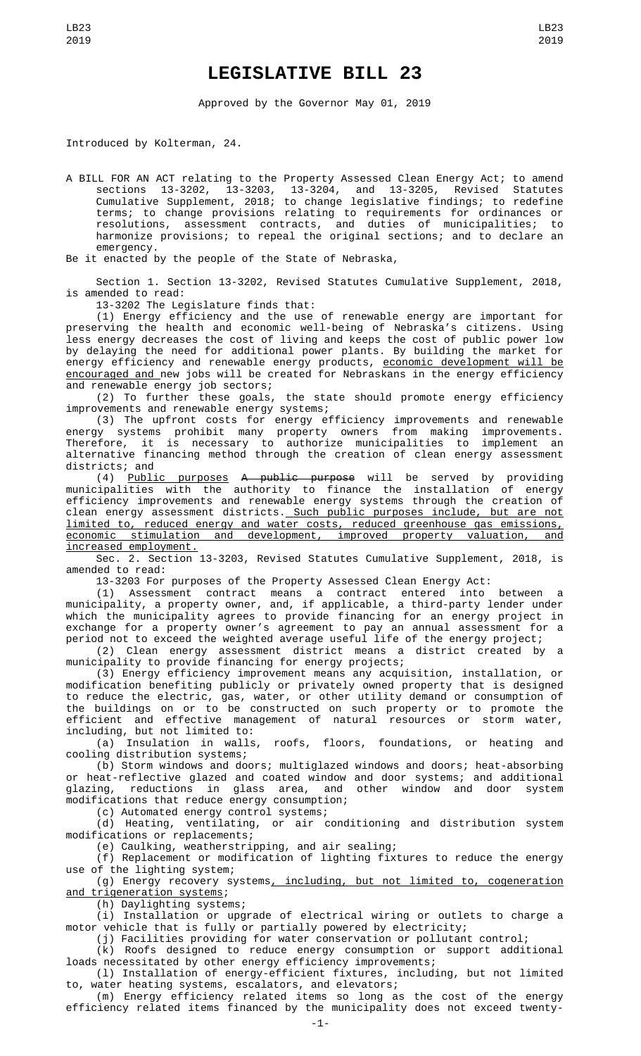# LEGISLATIVE BILL 23

Approved by the Governor May 01, 2019

Introduced by Kolterman, 24.

A BILL FOR AN ACT relating to the Property Assessed Clean Energy Act; to amend sections 13-3202, 13-3203, 13-3204, and 13-3205, Revised Statutes Cumulative Supplement, 2018; to change legislative findings; to redefine terms; to change provisions relating to requirements for ordinances or resolutions, assessment contracts, and duties of municipalities; to harmonize provisions; to repeal the original sections; and to declare an emergency.

Be it enacted by the people of the State of Nebraska,

Section 1. Section 13-3202, Revised Statutes Cumulative Supplement, 2018, is amended to read:

13-3202 The Legislature finds that:

(1) Energy efficiency and the use of renewable energy are important for preserving the health and economic well-being of Nebraska's citizens. Using less energy decreases the cost of living and keeps the cost of public power low by delaying the need for additional power plants. By building the market for energy efficiency and renewable energy products, economic development will be encouraged and new jobs will be created for Nebraskans in the energy efficiency and renewable energy job sectors;

(2) To further these goals, the state should promote energy efficiency improvements and renewable energy systems;

(3) The upfront costs for energy efficiency improvements and renewable energy systems prohibit many property owners from making improvements. Therefore, it is necessary to authorize municipalities to implement an alternative financing method through the creation of clean energy assessment districts; and

(4) Public purposes ~~A public purpose~~ will be served by providing municipalities with the authority to finance the installation of energy efficiency improvements and renewable energy systems through the creation of clean energy assessment districts. Such public purposes include, but are not limited to, reduced energy and water costs, reduced greenhouse gas emissions, economic stimulation and development, improved property valuation, and increased employment.

Sec. 2. Section 13-3203, Revised Statutes Cumulative Supplement, 2018, is amended to read:

13-3203 For purposes of the Property Assessed Clean Energy Act:

(1) Assessment contract means a contract entered into between a municipality, a property owner, and, if applicable, a third-party lender under which the municipality agrees to provide financing for an energy project in exchange for a property owner's agreement to pay an annual assessment for a period not to exceed the weighted average useful life of the energy project;

(2) Clean energy assessment district means a district created by a municipality to provide financing for energy projects;

(3) Energy efficiency improvement means any acquisition, installation, or modification benefiting publicly or privately owned property that is designed to reduce the electric, gas, water, or other utility demand or consumption of the buildings on or to be constructed on such property or to promote the efficient and effective management of natural resources or storm water, including, but not limited to:

(a) Insulation in walls, roofs, floors, foundations, or heating and cooling distribution systems;

(b) Storm windows and doors; multiglazed windows and doors; heat-absorbing or heat-reflective glazed and coated window and door systems; and additional glazing, reductions in glass area, and other window and door system modifications that reduce energy consumption;

(c) Automated energy control systems;

(d) Heating, ventilating, or air conditioning and distribution system modifications or replacements;

(e) Caulking, weatherstripping, and air sealing;

(f) Replacement or modification of lighting fixtures to reduce the energy use of the lighting system;

(g) Energy recovery systems, including, but not limited to, cogeneration and trigeneration systems;

(h) Daylighting systems;

(i) Installation or upgrade of electrical wiring or outlets to charge a motor vehicle that is fully or partially powered by electricity;

(j) Facilities providing for water conservation or pollutant control;

(k) Roofs designed to reduce energy consumption or support additional loads necessitated by other energy efficiency improvements;

(l) Installation of energy-efficient fixtures, including, but not limited to, water heating systems, escalators, and elevators;

(m) Energy efficiency related items so long as the cost of the energy efficiency related items financed by the municipality does not exceed twenty-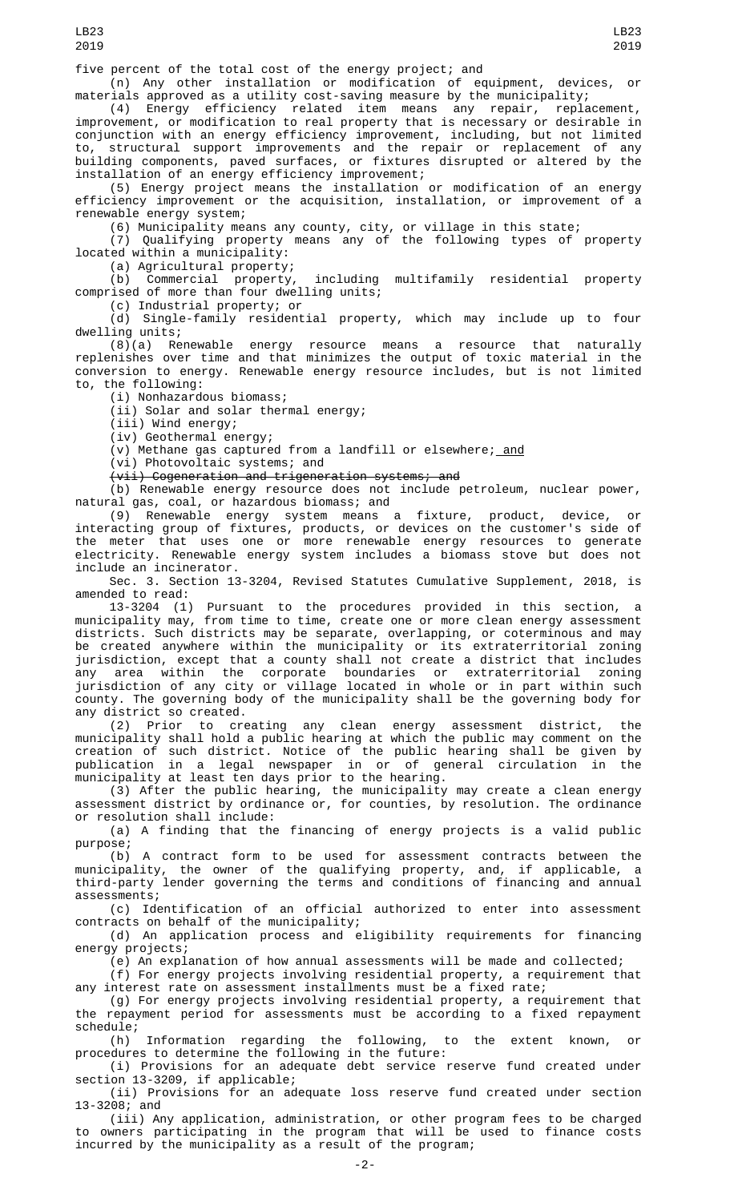five percent of the total cost of the energy project; and

(n) Any other installation or modification of equipment, devices, or materials approved as a utility cost-saving measure by the municipality;

(4) Energy efficiency related item means any repair, replacement, improvement, or modification to real property that is necessary or desirable in conjunction with an energy efficiency improvement, including, but not limited to, structural support improvements and the repair or replacement of any building components, paved surfaces, or fixtures disrupted or altered by the installation of an energy efficiency improvement;

(5) Energy project means the installation or modification of an energy efficiency improvement or the acquisition, installation, or improvement of a renewable energy system;

(6) Municipality means any county, city, or village in this state;

(7) Qualifying property means any of the following types of property located within a municipality:

(a) Agricultural property;

(b) Commercial property, including multifamily residential property comprised of more than four dwelling units;

(c) Industrial property; or

(d) Single-family residential property, which may include up to four dwelling units;

(8)(a) Renewable energy resource means a resource that naturally replenishes over time and that minimizes the output of toxic material in the conversion to energy. Renewable energy resource includes, but is not limited to, the following:

(i) Nonhazardous biomass;

(ii) Solar and solar thermal energy;

(iii) Wind energy;

(iv) Geothermal energy;

(v) Methane gas captured from a landfill or elsewhere; and

(vi) Photovoltaic systems; and

~~(vii) Cogeneration and trigeneration systems; and~~

(b) Renewable energy resource does not include petroleum, nuclear power, natural gas, coal, or hazardous biomass; and

(9) Renewable energy system means a fixture, product, device, or interacting group of fixtures, products, or devices on the customer's side of the meter that uses one or more renewable energy resources to generate electricity. Renewable energy system includes a biomass stove but does not include an incinerator.

Sec. 3. Section 13-3204, Revised Statutes Cumulative Supplement, 2018, is amended to read:

13-3204 (1) Pursuant to the procedures provided in this section, a municipality may, from time to time, create one or more clean energy assessment districts. Such districts may be separate, overlapping, or coterminous and may be created anywhere within the municipality or its extraterritorial zoning jurisdiction, except that a county shall not create a district that includes any area within the corporate boundaries or extraterritorial zoning jurisdiction of any city or village located in whole or in part within such county. The governing body of the municipality shall be the governing body for any district so created.

(2) Prior to creating any clean energy assessment district, the municipality shall hold a public hearing at which the public may comment on the creation of such district. Notice of the public hearing shall be given by publication in a legal newspaper in or of general circulation in the municipality at least ten days prior to the hearing.

(3) After the public hearing, the municipality may create a clean energy assessment district by ordinance or, for counties, by resolution. The ordinance or resolution shall include:

(a) A finding that the financing of energy projects is a valid public purpose;

(b) A contract form to be used for assessment contracts between the municipality, the owner of the qualifying property, and, if applicable, a third-party lender governing the terms and conditions of financing and annual assessments;

(c) Identification of an official authorized to enter into assessment contracts on behalf of the municipality;

(d) An application process and eligibility requirements for financing energy projects;

(e) An explanation of how annual assessments will be made and collected;

(f) For energy projects involving residential property, a requirement that any interest rate on assessment installments must be a fixed rate;

(g) For energy projects involving residential property, a requirement that the repayment period for assessments must be according to a fixed repayment schedule;

(h) Information regarding the following, to the extent known, or procedures to determine the following in the future:

(i) Provisions for an adequate debt service reserve fund created under section 13-3209, if applicable;

(ii) Provisions for an adequate loss reserve fund created under section 13-3208; and

(iii) Any application, administration, or other program fees to be charged to owners participating in the program that will be used to finance costs incurred by the municipality as a result of the program;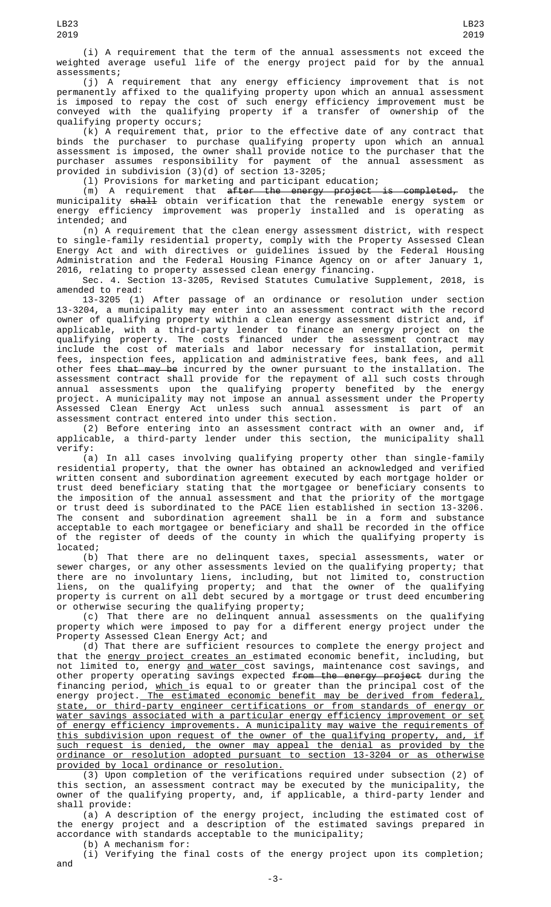(i) A requirement that the term of the annual assessments not exceed the weighted average useful life of the energy project paid for by the annual assessments;

(j) A requirement that any energy efficiency improvement that is not permanently affixed to the qualifying property upon which an annual assessment is imposed to repay the cost of such energy efficiency improvement must be conveyed with the qualifying property if a transfer of ownership of the qualifying property occurs;

(k) A requirement that, prior to the effective date of any contract that binds the purchaser to purchase qualifying property upon which an annual assessment is imposed, the owner shall provide notice to the purchaser that the purchaser assumes responsibility for payment of the annual assessment as provided in subdivision (3)(d) of section 13-3205;

(l) Provisions for marketing and participant education;

(m) A requirement that ~~after the energy project is completed,~~ the municipality ~~shall~~ obtain verification that the renewable energy system or energy efficiency improvement was properly installed and is operating as intended; and

(n) A requirement that the clean energy assessment district, with respect to single-family residential property, comply with the Property Assessed Clean Energy Act and with directives or guidelines issued by the Federal Housing Administration and the Federal Housing Finance Agency on or after January 1, 2016, relating to property assessed clean energy financing.

Sec. 4. Section 13-3205, Revised Statutes Cumulative Supplement, 2018, is amended to read:

13-3205 (1) After passage of an ordinance or resolution under section 13-3204, a municipality may enter into an assessment contract with the record owner of qualifying property within a clean energy assessment district and, if applicable, with a third-party lender to finance an energy project on the qualifying property. The costs financed under the assessment contract may include the cost of materials and labor necessary for installation, permit fees, inspection fees, application and administrative fees, bank fees, and all other fees ~~that may be~~ incurred by the owner pursuant to the installation. The assessment contract shall provide for the repayment of all such costs through annual assessments upon the qualifying property benefited by the energy project. A municipality may not impose an annual assessment under the Property Assessed Clean Energy Act unless such annual assessment is part of an assessment contract entered into under this section.

(2) Before entering into an assessment contract with an owner and, if applicable, a third-party lender under this section, the municipality shall verify:

(a) In all cases involving qualifying property other than single-family residential property, that the owner has obtained an acknowledged and verified written consent and subordination agreement executed by each mortgage holder or trust deed beneficiary stating that the mortgagee or beneficiary consents to the imposition of the annual assessment and that the priority of the mortgage or trust deed is subordinated to the PACE lien established in section 13-3206. The consent and subordination agreement shall be in a form and substance acceptable to each mortgagee or beneficiary and shall be recorded in the office of the register of deeds of the county in which the qualifying property is located;

(b) That there are no delinquent taxes, special assessments, water or sewer charges, or any other assessments levied on the qualifying property; that there are no involuntary liens, including, but not limited to, construction liens, on the qualifying property; and that the owner of the qualifying property is current on all debt secured by a mortgage or trust deed encumbering or otherwise securing the qualifying property;

(c) That there are no delinquent annual assessments on the qualifying property which were imposed to pay for a different energy project under the Property Assessed Clean Energy Act; and

(d) That there are sufficient resources to complete the energy project and that the <u>energy project creates an</u> estimated economic benefit, including, but not limited to, energy <u>and water</u> cost savings, maintenance cost savings, and other property operating savings expected ~~from the energy project~~ during the financing period, <u>which</u> is equal to or greater than the principal cost of the energy project. <u>The estimated economic benefit may be derived from federal, state, or third-party engineer certifications or from standards of energy or water savings associated with a particular energy efficiency improvement or set of energy efficiency improvements. A municipality may waive the requirements of this subdivision upon request of the owner of the qualifying property, and, if such request is denied, the owner may appeal the denial as provided by the ordinance or resolution adopted pursuant to section 13-3204 or as otherwise provided by local ordinance or resolution.</u>

(3) Upon completion of the verifications required under subsection (2) of this section, an assessment contract may be executed by the municipality, the owner of the qualifying property, and, if applicable, a third-party lender and shall provide:

(a) A description of the energy project, including the estimated cost of the energy project and a description of the estimated savings prepared in accordance with standards acceptable to the municipality;

(b) A mechanism for:

(i) Verifying the final costs of the energy project upon its completion; and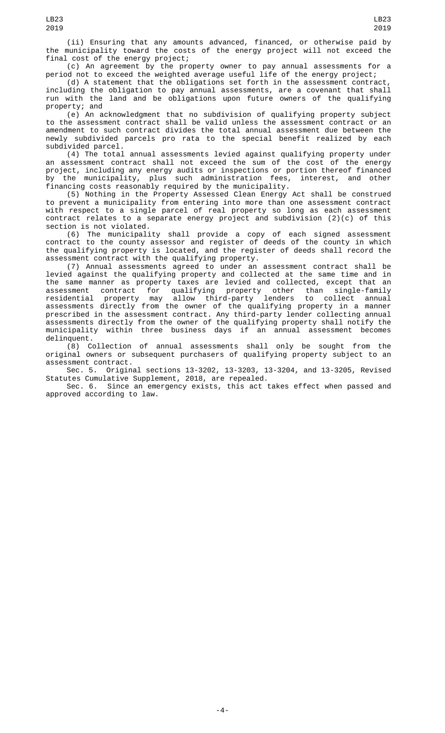(ii) Ensuring that any amounts advanced, financed, or otherwise paid by the municipality toward the costs of the energy project will not exceed the final cost of the energy project;

(c) An agreement by the property owner to pay annual assessments for a period not to exceed the weighted average useful life of the energy project;

(d) A statement that the obligations set forth in the assessment contract, including the obligation to pay annual assessments, are a covenant that shall run with the land and be obligations upon future owners of the qualifying property; and

(e) An acknowledgment that no subdivision of qualifying property subject to the assessment contract shall be valid unless the assessment contract or an amendment to such contract divides the total annual assessment due between the newly subdivided parcels pro rata to the special benefit realized by each subdivided parcel.

(4) The total annual assessments levied against qualifying property under an assessment contract shall not exceed the sum of the cost of the energy project, including any energy audits or inspections or portion thereof financed by the municipality, plus such administration fees, interest, and other financing costs reasonably required by the municipality.

(5) Nothing in the Property Assessed Clean Energy Act shall be construed to prevent a municipality from entering into more than one assessment contract with respect to a single parcel of real property so long as each assessment contract relates to a separate energy project and subdivision (2)(c) of this section is not violated.

(6) The municipality shall provide a copy of each signed assessment contract to the county assessor and register of deeds of the county in which the qualifying property is located, and the register of deeds shall record the assessment contract with the qualifying property.

(7) Annual assessments agreed to under an assessment contract shall be levied against the qualifying property and collected at the same time and in the same manner as property taxes are levied and collected, except that an assessment contract for qualifying property other than single-family residential property may allow third-party lenders to collect annual assessments directly from the owner of the qualifying property in a manner prescribed in the assessment contract. Any third-party lender collecting annual assessments directly from the owner of the qualifying property shall notify the municipality within three business days if an annual assessment becomes delinquent.

(8) Collection of annual assessments shall only be sought from the original owners or subsequent purchasers of qualifying property subject to an assessment contract.

Sec. 5. Original sections 13-3202, 13-3203, 13-3204, and 13-3205, Revised Statutes Cumulative Supplement, 2018, are repealed.

Sec. 6. Since an emergency exists, this act takes effect when passed and approved according to law.